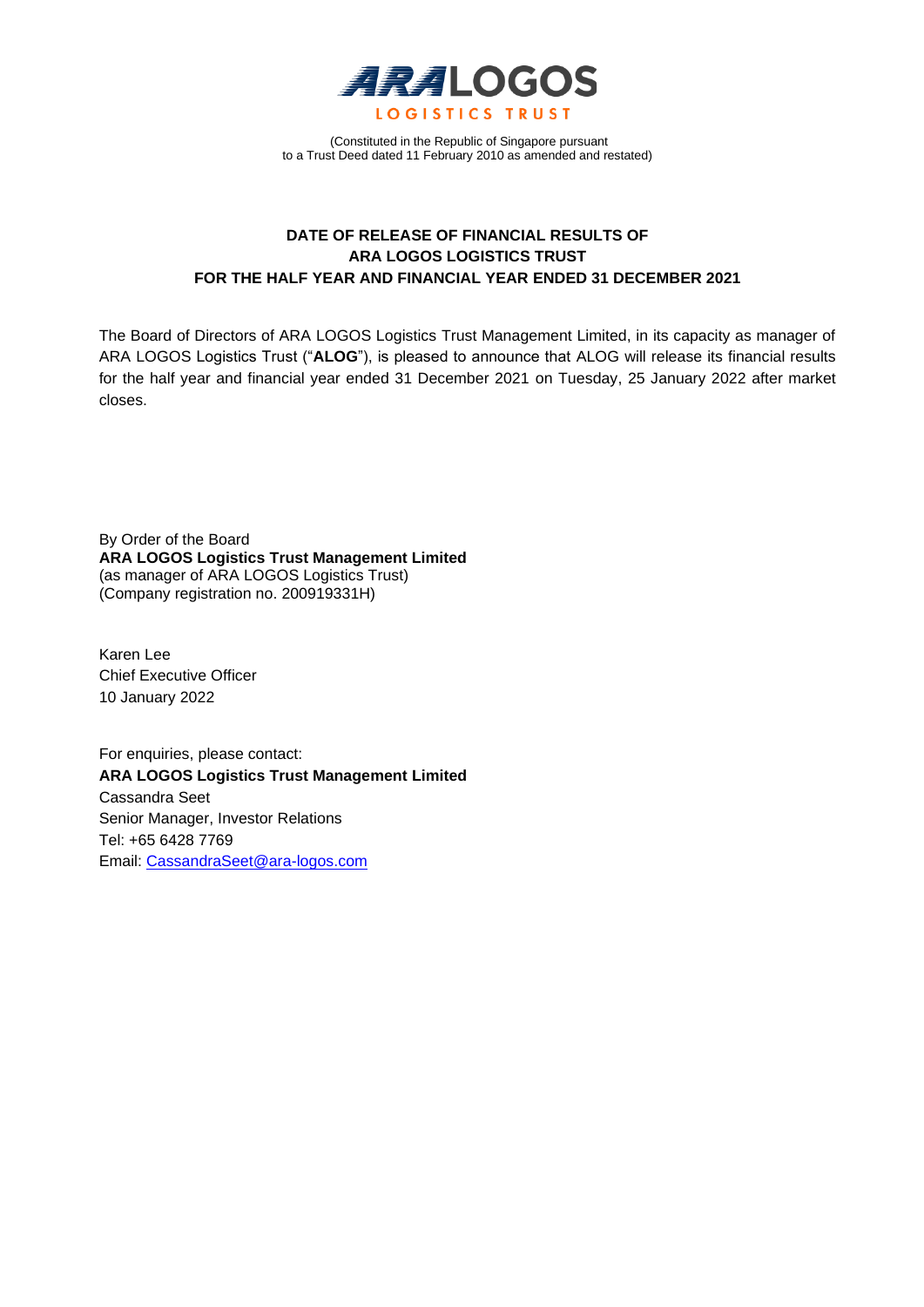# ARA LOGOS

LOGISTICS TRUST

(Constituted in the Republic of Singapore pursuant
to a Trust Deed dated 11 February 2010 as amended and restated)

## DATE OF RELEASE OF FINANCIAL RESULTS OF ARA LOGOS LOGISTICS TRUST FOR THE HALF YEAR AND FINANCIAL YEAR ENDED 31 DECEMBER 2021

The Board of Directors of ARA LOGOS Logistics Trust Management Limited, in its capacity as manager of ARA LOGOS Logistics Trust ("**ALOG**"), is pleased to announce that ALOG will release its financial results for the half year and financial year ended 31 December 2021 on Tuesday, 25 January 2022 after market closes.

By Order of the Board
**ARA LOGOS Logistics Trust Management Limited**
(as manager of ARA LOGOS Logistics Trust)
(Company registration no. 200919331H)

Karen Lee
Chief Executive Officer
10 January 2022

For enquiries, please contact:
**ARA LOGOS Logistics Trust Management Limited**
Cassandra Seet
Senior Manager, Investor Relations
Tel: +65 6428 7769
Email: CassandraSeet@ara-logos.com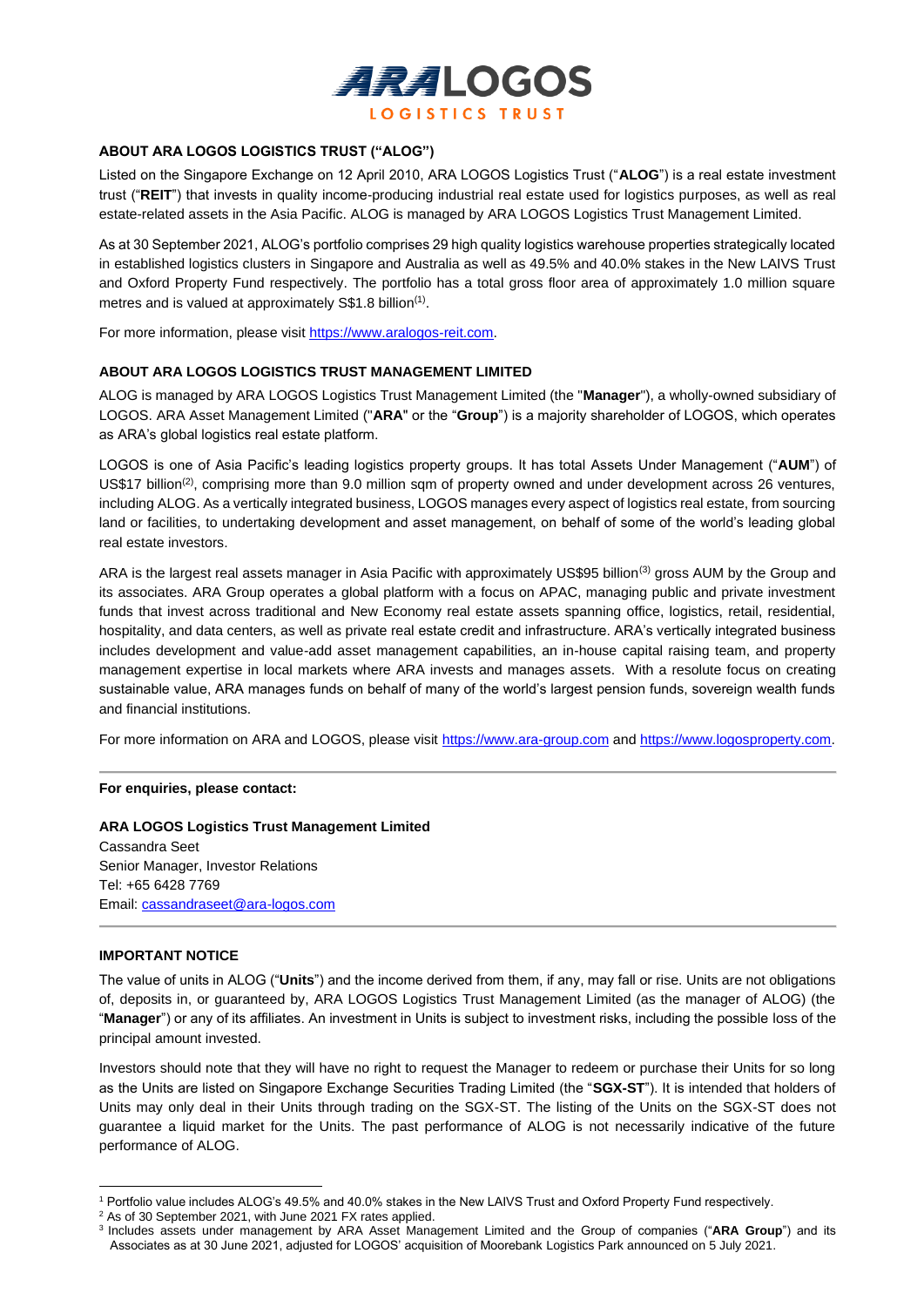**ABOUT ARA LOGOS LOGISTICS TRUST ("ALOG")**

Listed on the Singapore Exchange on 12 April 2010, ARA LOGOS Logistics Trust ("**ALOG**") is a real estate investment trust ("**REIT**") that invests in quality income-producing industrial real estate used for logistics purposes, as well as real estate-related assets in the Asia Pacific. ALOG is managed by ARA LOGOS Logistics Trust Management Limited.

As at 30 September 2021, ALOG's portfolio comprises 29 high quality logistics warehouse properties strategically located in established logistics clusters in Singapore and Australia as well as 49.5% and 40.0% stakes in the New LAIVS Trust and Oxford Property Fund respectively. The portfolio has a total gross floor area of approximately 1.0 million square metres and is valued at approximately S$1.8 billion[1].

For more information, please visit https://www.aralogos-reit.com.

**ABOUT ARA LOGOS LOGISTICS TRUST MANAGEMENT LIMITED**

ALOG is managed by ARA LOGOS Logistics Trust Management Limited (the "**Manager**"), a wholly-owned subsidiary of LOGOS. ARA Asset Management Limited ("**ARA**" or the "**Group**") is a majority shareholder of LOGOS, which operates as ARA's global logistics real estate platform.

LOGOS is one of Asia Pacific's leading logistics property groups. It has total Assets Under Management ("**AUM**") of US$17 billion[2], comprising more than 9.0 million sqm of property owned and under development across 26 ventures, including ALOG. As a vertically integrated business, LOGOS manages every aspect of logistics real estate, from sourcing land or facilities, to undertaking development and asset management, on behalf of some of the world's leading global real estate investors.

ARA is the largest real assets manager in Asia Pacific with approximately US$95 billion[3] gross AUM by the Group and its associates. ARA Group operates a global platform with a focus on APAC, managing public and private investment funds that invest across traditional and New Economy real estate assets spanning office, logistics, retail, residential, hospitality, and data centers, as well as private real estate credit and infrastructure. ARA's vertically integrated business includes development and value-add asset management capabilities, an in-house capital raising team, and property management expertise in local markets where ARA invests and manages assets. With a resolute focus on creating sustainable value, ARA manages funds on behalf of many of the world's largest pension funds, sovereign wealth funds and financial institutions.

For more information on ARA and LOGOS, please visit https://www.ara-group.com and https://www.logosproperty.com.

---

**For enquiries, please contact:**

**ARA LOGOS Logistics Trust Management Limited**
Cassandra Seet
Senior Manager, Investor Relations
Tel: +65 6428 7769
Email: cassandraseet@ara-logos.com

---

**IMPORTANT NOTICE**

The value of units in ALOG ("**Units**") and the income derived from them, if any, may fall or rise. Units are not obligations of, deposits in, or guaranteed by, ARA LOGOS Logistics Trust Management Limited (as the manager of ALOG) (the "**Manager**") or any of its affiliates. An investment in Units is subject to investment risks, including the possible loss of the principal amount invested.

Investors should note that they will have no right to request the Manager to redeem or purchase their Units for so long as the Units are listed on Singapore Exchange Securities Trading Limited (the "**SGX-ST**"). It is intended that holders of Units may only deal in their Units through trading on the SGX-ST. The listing of the Units on the SGX-ST does not guarantee a liquid market for the Units. The past performance of ALOG is not necessarily indicative of the future performance of ALOG.

---

[1] Portfolio value includes ALOG's 49.5% and 40.0% stakes in the New LAIVS Trust and Oxford Property Fund respectively.

[2] As of 30 September 2021, with June 2021 FX rates applied.

[3] Includes assets under management by ARA Asset Management Limited and the Group of companies ("**ARA Group**") and its Associates as at 30 June 2021, adjusted for LOGOS' acquisition of Moorebank Logistics Park announced on 5 July 2021.